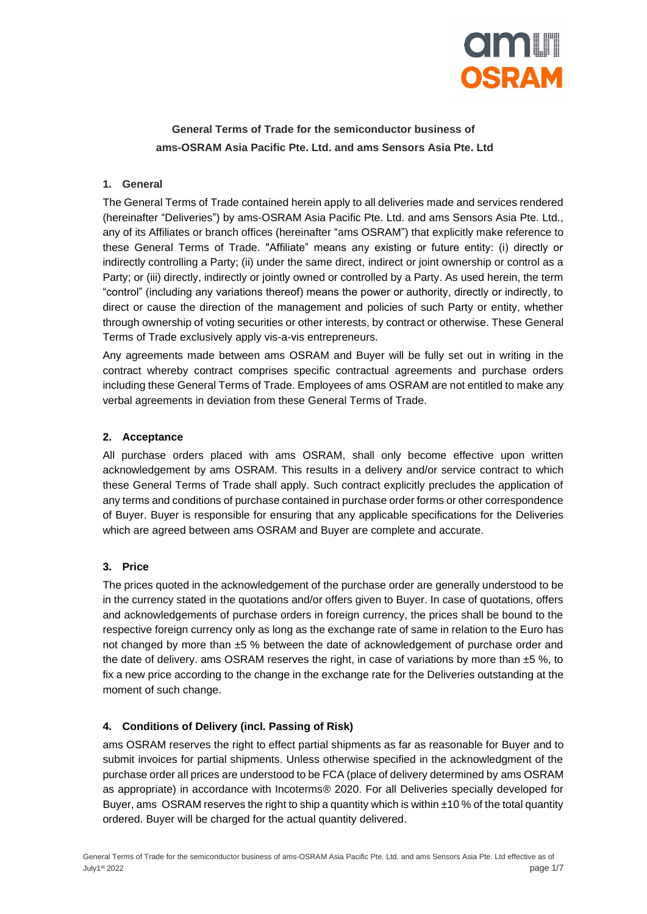**General Terms of Trade for the semiconductor business of ams-OSRAM Asia Pacific Pte. Ltd. and ams Sensors Asia Pte. Ltd**

## 1. General

The General Terms of Trade contained herein apply to all deliveries made and services rendered (hereinafter "Deliveries") by ams-OSRAM Asia Pacific Pte. Ltd. and ams Sensors Asia Pte. Ltd., any of its Affiliates or branch offices (hereinafter "ams OSRAM") that explicitly make reference to these General Terms of Trade. "Affiliate" means any existing or future entity: (i) directly or indirectly controlling a Party; (ii) under the same direct, indirect or joint ownership or control as a Party; or (iii) directly, indirectly or jointly owned or controlled by a Party. As used herein, the term "control" (including any variations thereof) means the power or authority, directly or indirectly, to direct or cause the direction of the management and policies of such Party or entity, whether through ownership of voting securities or other interests, by contract or otherwise. These General Terms of Trade exclusively apply vis-a-vis entrepreneurs.

Any agreements made between ams OSRAM and Buyer will be fully set out in writing in the contract whereby contract comprises specific contractual agreements and purchase orders including these General Terms of Trade. Employees of ams OSRAM are not entitled to make any verbal agreements in deviation from these General Terms of Trade.

## 2. Acceptance

All purchase orders placed with ams OSRAM, shall only become effective upon written acknowledgement by ams OSRAM. This results in a delivery and/or service contract to which these General Terms of Trade shall apply. Such contract explicitly precludes the application of any terms and conditions of purchase contained in purchase order forms or other correspondence of Buyer. Buyer is responsible for ensuring that any applicable specifications for the Deliveries which are agreed between ams OSRAM and Buyer are complete and accurate.

## 3. Price

The prices quoted in the acknowledgement of the purchase order are generally understood to be in the currency stated in the quotations and/or offers given to Buyer. In case of quotations, offers and acknowledgements of purchase orders in foreign currency, the prices shall be bound to the respective foreign currency only as long as the exchange rate of same in relation to the Euro has not changed by more than ±5 % between the date of acknowledgement of purchase order and the date of delivery. ams OSRAM reserves the right, in case of variations by more than ±5 %, to fix a new price according to the change in the exchange rate for the Deliveries outstanding at the moment of such change.

## 4. Conditions of Delivery (incl. Passing of Risk)

ams OSRAM reserves the right to effect partial shipments as far as reasonable for Buyer and to submit invoices for partial shipments. Unless otherwise specified in the acknowledgment of the purchase order all prices are understood to be FCA (place of delivery determined by ams OSRAM as appropriate) in accordance with Incoterms® 2020. For all Deliveries specially developed for Buyer, ams OSRAM reserves the right to ship a quantity which is within ±10 % of the total quantity ordered. Buyer will be charged for the actual quantity delivered.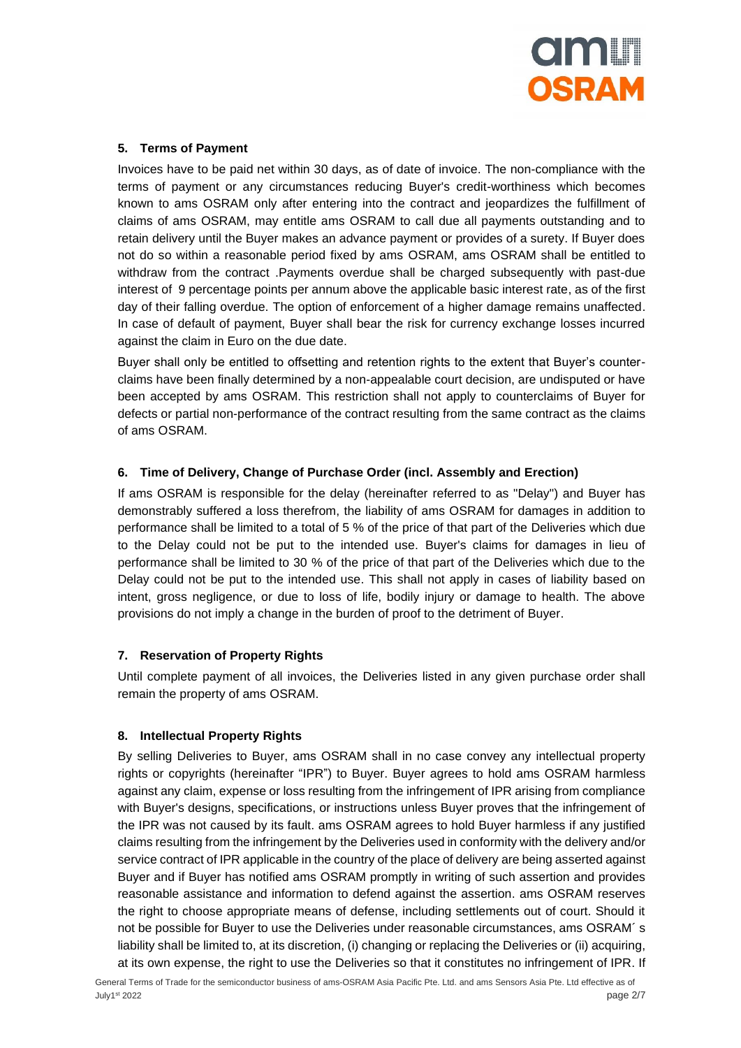## 5. Terms of Payment

Invoices have to be paid net within 30 days, as of date of invoice. The non-compliance with the terms of payment or any circumstances reducing Buyer's credit-worthiness which becomes known to ams OSRAM only after entering into the contract and jeopardizes the fulfillment of claims of ams OSRAM, may entitle ams OSRAM to call due all payments outstanding and to retain delivery until the Buyer makes an advance payment or provides of a surety. If Buyer does not do so within a reasonable period fixed by ams OSRAM, ams OSRAM shall be entitled to withdraw from the contract .Payments overdue shall be charged subsequently with past-due interest of 9 percentage points per annum above the applicable basic interest rate, as of the first day of their falling overdue. The option of enforcement of a higher damage remains unaffected. In case of default of payment, Buyer shall bear the risk for currency exchange losses incurred against the claim in Euro on the due date.

Buyer shall only be entitled to offsetting and retention rights to the extent that Buyer's counter-claims have been finally determined by a non-appealable court decision, are undisputed or have been accepted by ams OSRAM. This restriction shall not apply to counterclaims of Buyer for defects or partial non-performance of the contract resulting from the same contract as the claims of ams OSRAM.

## 6. Time of Delivery, Change of Purchase Order (incl. Assembly and Erection)

If ams OSRAM is responsible for the delay (hereinafter referred to as "Delay") and Buyer has demonstrably suffered a loss therefrom, the liability of ams OSRAM for damages in addition to performance shall be limited to a total of 5 % of the price of that part of the Deliveries which due to the Delay could not be put to the intended use. Buyer's claims for damages in lieu of performance shall be limited to 30 % of the price of that part of the Deliveries which due to the Delay could not be put to the intended use. This shall not apply in cases of liability based on intent, gross negligence, or due to loss of life, bodily injury or damage to health. The above provisions do not imply a change in the burden of proof to the detriment of Buyer.

## 7. Reservation of Property Rights

Until complete payment of all invoices, the Deliveries listed in any given purchase order shall remain the property of ams OSRAM.

## 8. Intellectual Property Rights

By selling Deliveries to Buyer, ams OSRAM shall in no case convey any intellectual property rights or copyrights (hereinafter "IPR") to Buyer. Buyer agrees to hold ams OSRAM harmless against any claim, expense or loss resulting from the infringement of IPR arising from compliance with Buyer's designs, specifications, or instructions unless Buyer proves that the infringement of the IPR was not caused by its fault. ams OSRAM agrees to hold Buyer harmless if any justified claims resulting from the infringement by the Deliveries used in conformity with the delivery and/or service contract of IPR applicable in the country of the place of delivery are being asserted against Buyer and if Buyer has notified ams OSRAM promptly in writing of such assertion and provides reasonable assistance and information to defend against the assertion. ams OSRAM reserves the right to choose appropriate means of defense, including settlements out of court. Should it not be possible for Buyer to use the Deliveries under reasonable circumstances, ams OSRAM´ s liability shall be limited to, at its discretion, (i) changing or replacing the Deliveries or (ii) acquiring, at its own expense, the right to use the Deliveries so that it constitutes no infringement of IPR. If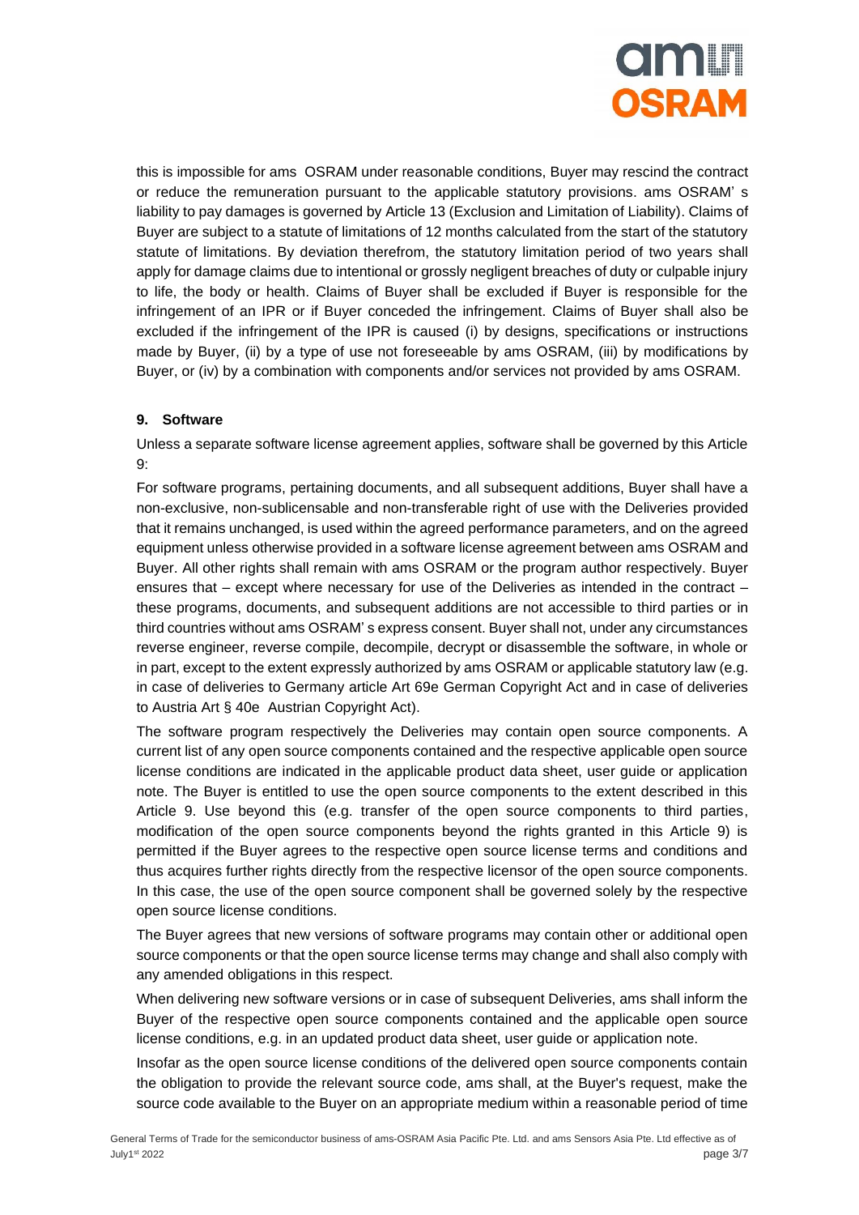this is impossible for ams OSRAM under reasonable conditions, Buyer may rescind the contract or reduce the remuneration pursuant to the applicable statutory provisions. ams OSRAM' s liability to pay damages is governed by Article 13 (Exclusion and Limitation of Liability). Claims of Buyer are subject to a statute of limitations of 12 months calculated from the start of the statutory statute of limitations. By deviation therefrom, the statutory limitation period of two years shall apply for damage claims due to intentional or grossly negligent breaches of duty or culpable injury to life, the body or health. Claims of Buyer shall be excluded if Buyer is responsible for the infringement of an IPR or if Buyer conceded the infringement. Claims of Buyer shall also be excluded if the infringement of the IPR is caused (i) by designs, specifications or instructions made by Buyer, (ii) by a type of use not foreseeable by ams OSRAM, (iii) by modifications by Buyer, or (iv) by a combination with components and/or services not provided by ams OSRAM.

**9. Software**

Unless a separate software license agreement applies, software shall be governed by this Article 9:

For software programs, pertaining documents, and all subsequent additions, Buyer shall have a non-exclusive, non-sublicensable and non-transferable right of use with the Deliveries provided that it remains unchanged, is used within the agreed performance parameters, and on the agreed equipment unless otherwise provided in a software license agreement between ams OSRAM and Buyer. All other rights shall remain with ams OSRAM or the program author respectively. Buyer ensures that – except where necessary for use of the Deliveries as intended in the contract – these programs, documents, and subsequent additions are not accessible to third parties or in third countries without ams OSRAM' s express consent. Buyer shall not, under any circumstances reverse engineer, reverse compile, decompile, decrypt or disassemble the software, in whole or in part, except to the extent expressly authorized by ams OSRAM or applicable statutory law (e.g. in case of deliveries to Germany article Art 69e German Copyright Act and in case of deliveries to Austria Art § 40e Austrian Copyright Act).

The software program respectively the Deliveries may contain open source components. A current list of any open source components contained and the respective applicable open source license conditions are indicated in the applicable product data sheet, user guide or application note. The Buyer is entitled to use the open source components to the extent described in this Article 9. Use beyond this (e.g. transfer of the open source components to third parties, modification of the open source components beyond the rights granted in this Article 9) is permitted if the Buyer agrees to the respective open source license terms and conditions and thus acquires further rights directly from the respective licensor of the open source components. In this case, the use of the open source component shall be governed solely by the respective open source license conditions.

The Buyer agrees that new versions of software programs may contain other or additional open source components or that the open source license terms may change and shall also comply with any amended obligations in this respect.

When delivering new software versions or in case of subsequent Deliveries, ams shall inform the Buyer of the respective open source components contained and the applicable open source license conditions, e.g. in an updated product data sheet, user guide or application note.

Insofar as the open source license conditions of the delivered open source components contain the obligation to provide the relevant source code, ams shall, at the Buyer's request, make the source code available to the Buyer on an appropriate medium within a reasonable period of time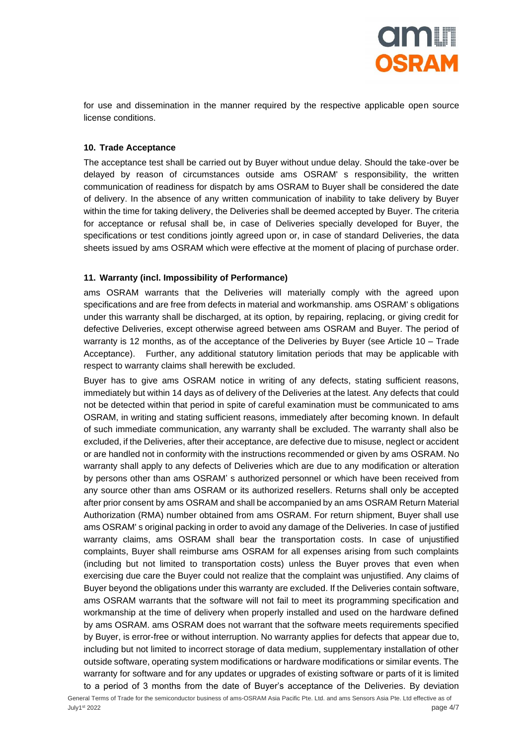for use and dissemination in the manner required by the respective applicable open source license conditions.

### 10. Trade Acceptance

The acceptance test shall be carried out by Buyer without undue delay. Should the take-over be delayed by reason of circumstances outside ams OSRAM' s responsibility, the written communication of readiness for dispatch by ams OSRAM to Buyer shall be considered the date of delivery. In the absence of any written communication of inability to take delivery by Buyer within the time for taking delivery, the Deliveries shall be deemed accepted by Buyer. The criteria for acceptance or refusal shall be, in case of Deliveries specially developed for Buyer, the specifications or test conditions jointly agreed upon or, in case of standard Deliveries, the data sheets issued by ams OSRAM which were effective at the moment of placing of purchase order.

### 11. Warranty (incl. Impossibility of Performance)

ams OSRAM warrants that the Deliveries will materially comply with the agreed upon specifications and are free from defects in material and workmanship. ams OSRAM' s obligations under this warranty shall be discharged, at its option, by repairing, replacing, or giving credit for defective Deliveries, except otherwise agreed between ams OSRAM and Buyer. The period of warranty is 12 months, as of the acceptance of the Deliveries by Buyer (see Article 10 – Trade Acceptance). Further, any additional statutory limitation periods that may be applicable with respect to warranty claims shall herewith be excluded.

Buyer has to give ams OSRAM notice in writing of any defects, stating sufficient reasons, immediately but within 14 days as of delivery of the Deliveries at the latest. Any defects that could not be detected within that period in spite of careful examination must be communicated to ams OSRAM, in writing and stating sufficient reasons, immediately after becoming known. In default of such immediate communication, any warranty shall be excluded. The warranty shall also be excluded, if the Deliveries, after their acceptance, are defective due to misuse, neglect or accident or are handled not in conformity with the instructions recommended or given by ams OSRAM. No warranty shall apply to any defects of Deliveries which are due to any modification or alteration by persons other than ams OSRAM' s authorized personnel or which have been received from any source other than ams OSRAM or its authorized resellers. Returns shall only be accepted after prior consent by ams OSRAM and shall be accompanied by an ams OSRAM Return Material Authorization (RMA) number obtained from ams OSRAM. For return shipment, Buyer shall use ams OSRAM' s original packing in order to avoid any damage of the Deliveries. In case of justified warranty claims, ams OSRAM shall bear the transportation costs. In case of unjustified complaints, Buyer shall reimburse ams OSRAM for all expenses arising from such complaints (including but not limited to transportation costs) unless the Buyer proves that even when exercising due care the Buyer could not realize that the complaint was unjustified. Any claims of Buyer beyond the obligations under this warranty are excluded. If the Deliveries contain software, ams OSRAM warrants that the software will not fail to meet its programming specification and workmanship at the time of delivery when properly installed and used on the hardware defined by ams OSRAM. ams OSRAM does not warrant that the software meets requirements specified by Buyer, is error-free or without interruption. No warranty applies for defects that appear due to, including but not limited to incorrect storage of data medium, supplementary installation of other outside software, operating system modifications or hardware modifications or similar events. The warranty for software and for any updates or upgrades of existing software or parts of it is limited to a period of 3 months from the date of Buyer's acceptance of the Deliveries. By deviation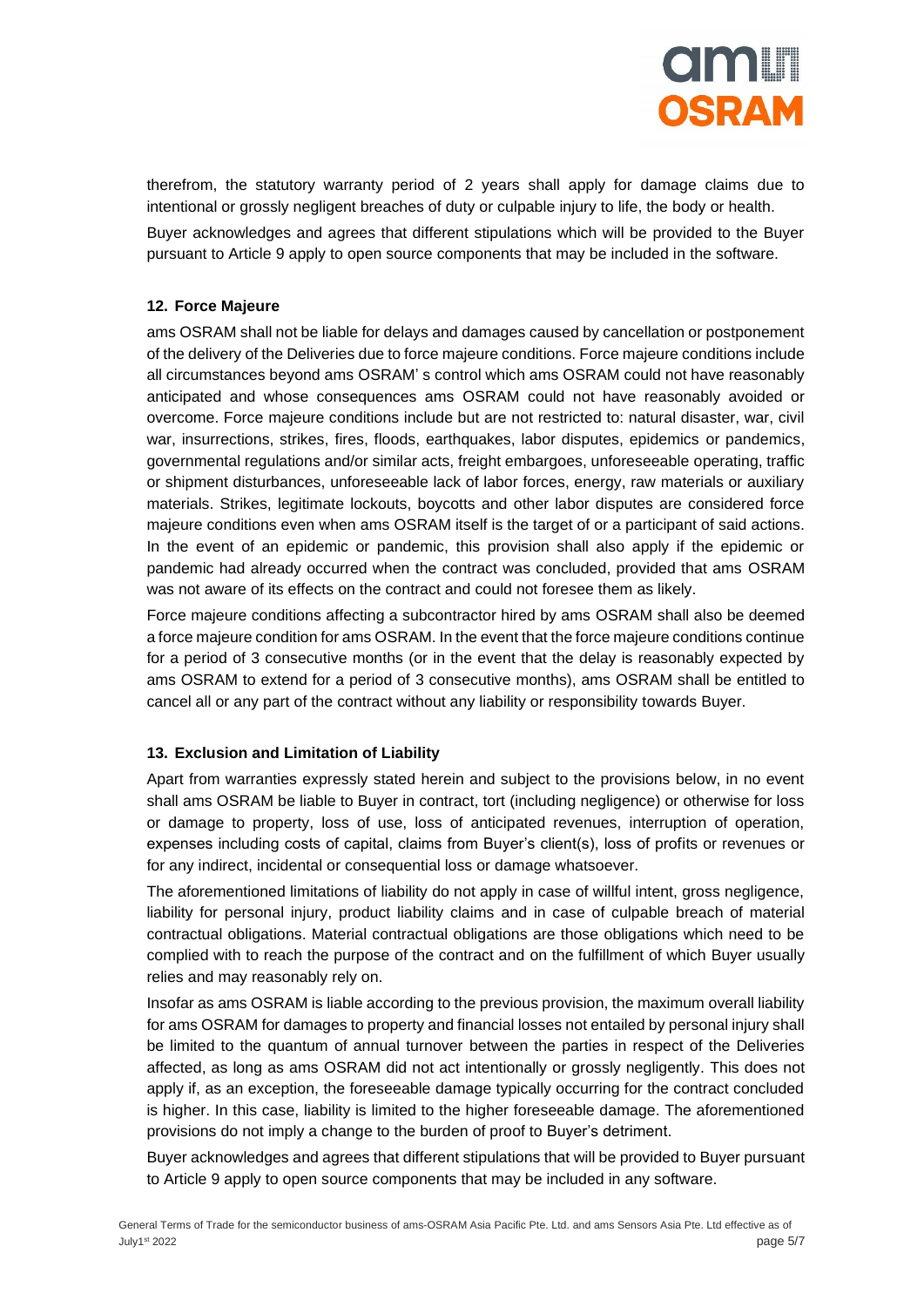therefrom, the statutory warranty period of 2 years shall apply for damage claims due to intentional or grossly negligent breaches of duty or culpable injury to life, the body or health.

Buyer acknowledges and agrees that different stipulations which will be provided to the Buyer pursuant to Article 9 apply to open source components that may be included in the software.

### 12. Force Majeure

ams OSRAM shall not be liable for delays and damages caused by cancellation or postponement of the delivery of the Deliveries due to force majeure conditions. Force majeure conditions include all circumstances beyond ams OSRAM' s control which ams OSRAM could not have reasonably anticipated and whose consequences ams OSRAM could not have reasonably avoided or overcome. Force majeure conditions include but are not restricted to: natural disaster, war, civil war, insurrections, strikes, fires, floods, earthquakes, labor disputes, epidemics or pandemics, governmental regulations and/or similar acts, freight embargoes, unforeseeable operating, traffic or shipment disturbances, unforeseeable lack of labor forces, energy, raw materials or auxiliary materials. Strikes, legitimate lockouts, boycotts and other labor disputes are considered force majeure conditions even when ams OSRAM itself is the target of or a participant of said actions. In the event of an epidemic or pandemic, this provision shall also apply if the epidemic or pandemic had already occurred when the contract was concluded, provided that ams OSRAM was not aware of its effects on the contract and could not foresee them as likely.

Force majeure conditions affecting a subcontractor hired by ams OSRAM shall also be deemed a force majeure condition for ams OSRAM. In the event that the force majeure conditions continue for a period of 3 consecutive months (or in the event that the delay is reasonably expected by ams OSRAM to extend for a period of 3 consecutive months), ams OSRAM shall be entitled to cancel all or any part of the contract without any liability or responsibility towards Buyer.

### 13. Exclusion and Limitation of Liability

Apart from warranties expressly stated herein and subject to the provisions below, in no event shall ams OSRAM be liable to Buyer in contract, tort (including negligence) or otherwise for loss or damage to property, loss of use, loss of anticipated revenues, interruption of operation, expenses including costs of capital, claims from Buyer's client(s), loss of profits or revenues or for any indirect, incidental or consequential loss or damage whatsoever.

The aforementioned limitations of liability do not apply in case of willful intent, gross negligence, liability for personal injury, product liability claims and in case of culpable breach of material contractual obligations. Material contractual obligations are those obligations which need to be complied with to reach the purpose of the contract and on the fulfillment of which Buyer usually relies and may reasonably rely on.

Insofar as ams OSRAM is liable according to the previous provision, the maximum overall liability for ams OSRAM for damages to property and financial losses not entailed by personal injury shall be limited to the quantum of annual turnover between the parties in respect of the Deliveries affected, as long as ams OSRAM did not act intentionally or grossly negligently. This does not apply if, as an exception, the foreseeable damage typically occurring for the contract concluded is higher. In this case, liability is limited to the higher foreseeable damage. The aforementioned provisions do not imply a change to the burden of proof to Buyer's detriment.

Buyer acknowledges and agrees that different stipulations that will be provided to Buyer pursuant to Article 9 apply to open source components that may be included in any software.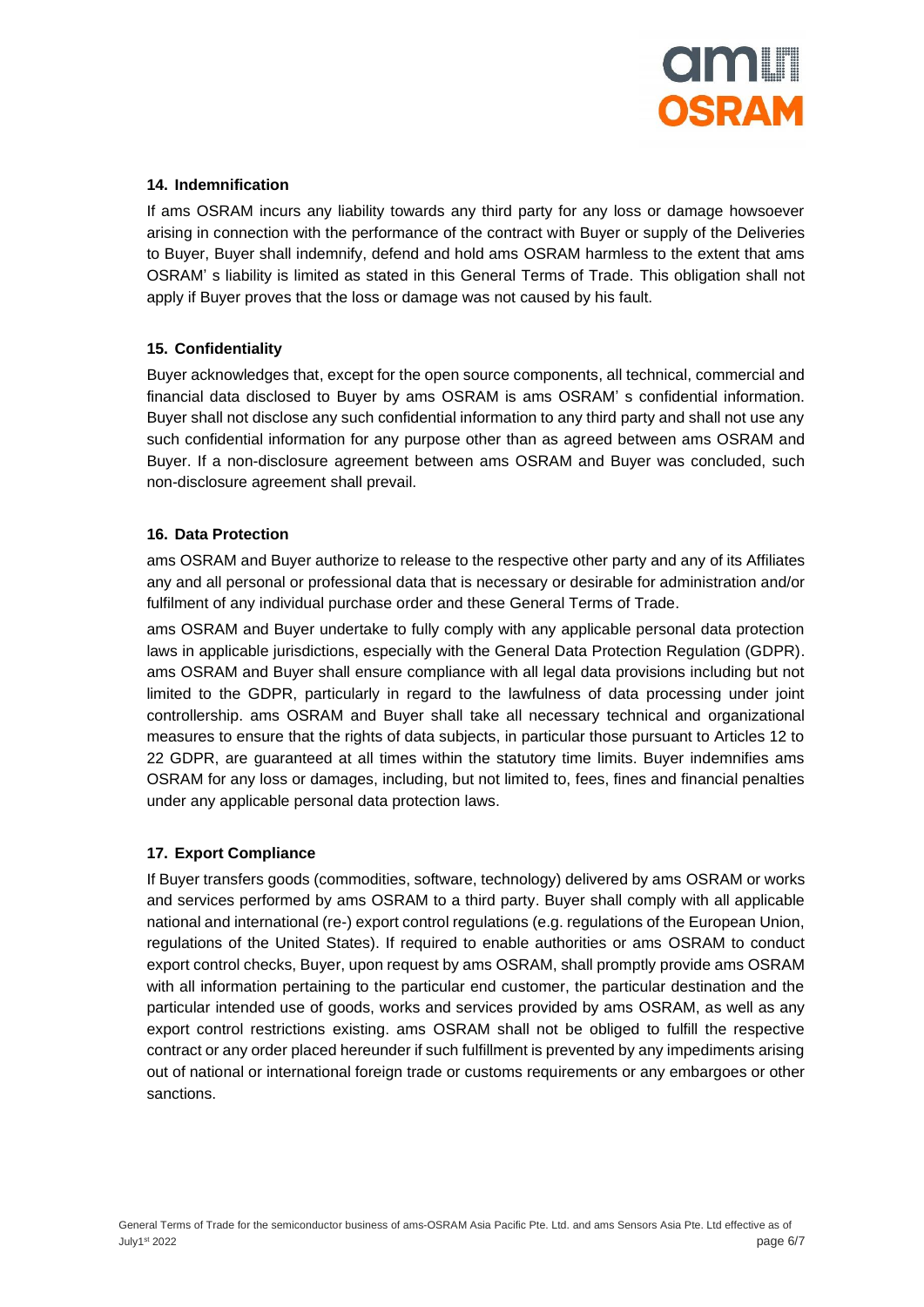## 14. Indemnification

If ams OSRAM incurs any liability towards any third party for any loss or damage howsoever arising in connection with the performance of the contract with Buyer or supply of the Deliveries to Buyer, Buyer shall indemnify, defend and hold ams OSRAM harmless to the extent that ams OSRAM' s liability is limited as stated in this General Terms of Trade. This obligation shall not apply if Buyer proves that the loss or damage was not caused by his fault.

## 15. Confidentiality

Buyer acknowledges that, except for the open source components, all technical, commercial and financial data disclosed to Buyer by ams OSRAM is ams OSRAM' s confidential information. Buyer shall not disclose any such confidential information to any third party and shall not use any such confidential information for any purpose other than as agreed between ams OSRAM and Buyer. If a non-disclosure agreement between ams OSRAM and Buyer was concluded, such non-disclosure agreement shall prevail.

## 16. Data Protection

ams OSRAM and Buyer authorize to release to the respective other party and any of its Affiliates any and all personal or professional data that is necessary or desirable for administration and/or fulfilment of any individual purchase order and these General Terms of Trade.

ams OSRAM and Buyer undertake to fully comply with any applicable personal data protection laws in applicable jurisdictions, especially with the General Data Protection Regulation (GDPR). ams OSRAM and Buyer shall ensure compliance with all legal data provisions including but not limited to the GDPR, particularly in regard to the lawfulness of data processing under joint controllership. ams OSRAM and Buyer shall take all necessary technical and organizational measures to ensure that the rights of data subjects, in particular those pursuant to Articles 12 to 22 GDPR, are guaranteed at all times within the statutory time limits. Buyer indemnifies ams OSRAM for any loss or damages, including, but not limited to, fees, fines and financial penalties under any applicable personal data protection laws.

## 17. Export Compliance

If Buyer transfers goods (commodities, software, technology) delivered by ams OSRAM or works and services performed by ams OSRAM to a third party. Buyer shall comply with all applicable national and international (re-) export control regulations (e.g. regulations of the European Union, regulations of the United States). If required to enable authorities or ams OSRAM to conduct export control checks, Buyer, upon request by ams OSRAM, shall promptly provide ams OSRAM with all information pertaining to the particular end customer, the particular destination and the particular intended use of goods, works and services provided by ams OSRAM, as well as any export control restrictions existing. ams OSRAM shall not be obliged to fulfill the respective contract or any order placed hereunder if such fulfillment is prevented by any impediments arising out of national or international foreign trade or customs requirements or any embargoes or other sanctions.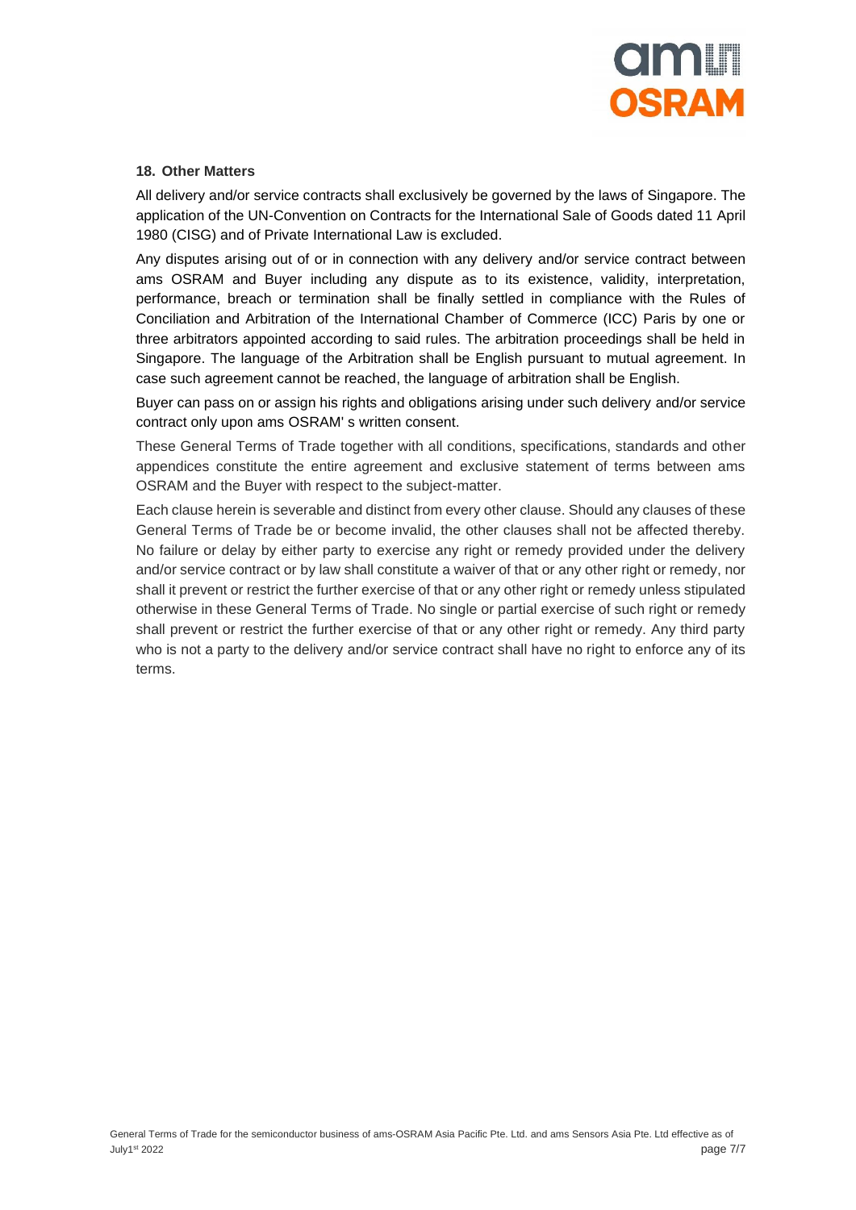## 18. Other Matters

All delivery and/or service contracts shall exclusively be governed by the laws of Singapore. The application of the UN-Convention on Contracts for the International Sale of Goods dated 11 April 1980 (CISG) and of Private International Law is excluded.

Any disputes arising out of or in connection with any delivery and/or service contract between ams OSRAM and Buyer including any dispute as to its existence, validity, interpretation, performance, breach or termination shall be finally settled in compliance with the Rules of Conciliation and Arbitration of the International Chamber of Commerce (ICC) Paris by one or three arbitrators appointed according to said rules. The arbitration proceedings shall be held in Singapore. The language of the Arbitration shall be English pursuant to mutual agreement. In case such agreement cannot be reached, the language of arbitration shall be English.

Buyer can pass on or assign his rights and obligations arising under such delivery and/or service contract only upon ams OSRAM' s written consent.

These General Terms of Trade together with all conditions, specifications, standards and other appendices constitute the entire agreement and exclusive statement of terms between ams OSRAM and the Buyer with respect to the subject-matter.

Each clause herein is severable and distinct from every other clause. Should any clauses of these General Terms of Trade be or become invalid, the other clauses shall not be affected thereby. No failure or delay by either party to exercise any right or remedy provided under the delivery and/or service contract or by law shall constitute a waiver of that or any other right or remedy, nor shall it prevent or restrict the further exercise of that or any other right or remedy unless stipulated otherwise in these General Terms of Trade. No single or partial exercise of such right or remedy shall prevent or restrict the further exercise of that or any other right or remedy. Any third party who is not a party to the delivery and/or service contract shall have no right to enforce any of its terms.